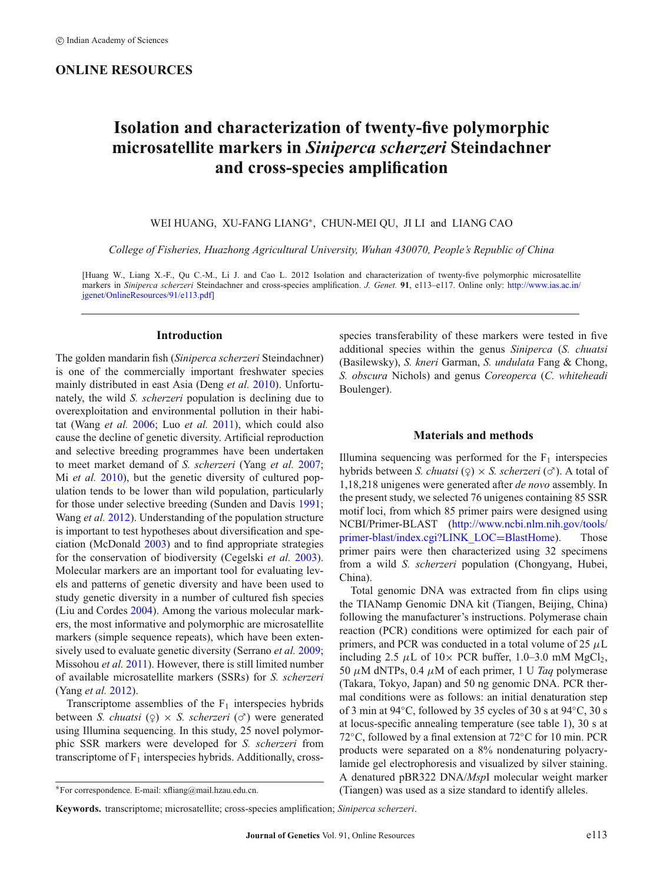© Indian Academy of Sciences

**ONLINE RESOURCES**

# Isolation and characterization of twenty-five polymorphic microsatellite markers in *Siniperca scherzeri* Steindachner and cross-species amplification

WEI HUANG, XU-FANG LIANG*, CHUN-MEI QU, JI LI and LIANG CAO

*College of Fisheries, Huazhong Agricultural University, Wuhan 430070, People's Republic of China*

[Huang W., Liang X.-F., Qu C.-M., Li J. and Cao L. 2012 Isolation and characterization of twenty-five polymorphic microsatellite markers in *Siniperca scherzeri* Steindachner and cross-species amplification. *J. Genet.* **91**, e113–e117. Online only: http://www.ias.ac.in/jgenet/OnlineResources/91/e113.pdf]

## Introduction

The golden mandarin fish (*Siniperca scherzeri* Steindachner) is one of the commercially important freshwater species mainly distributed in east Asia (Deng *et al.* 2010). Unfortunately, the wild *S. scherzeri* population is declining due to overexploitation and environmental pollution in their habitat (Wang *et al.* 2006; Luo *et al.* 2011), which could also cause the decline of genetic diversity. Artificial reproduction and selective breeding programmes have been undertaken to meet market demand of *S. scherzeri* (Yang *et al.* 2007; Mi *et al.* 2010), but the genetic diversity of cultured population tends to be lower than wild population, particularly for those under selective breeding (Sunden and Davis 1991; Wang *et al.* 2012). Understanding of the population structure is important to test hypotheses about diversification and speciation (McDonald 2003) and to find appropriate strategies for the conservation of biodiversity (Cegelski *et al.* 2003). Molecular markers are an important tool for evaluating levels and patterns of genetic diversity and have been used to study genetic diversity in a number of cultured fish species (Liu and Cordes 2004). Among the various molecular markers, the most informative and polymorphic are microsatellite markers (simple sequence repeats), which have been extensively used to evaluate genetic diversity (Serrano *et al.* 2009; Missohou *et al.* 2011). However, there is still limited number of available microsatellite markers (SSRs) for *S. scherzeri* (Yang *et al.* 2012).

Transcriptome assemblies of the $F_1$ interspecies hybrids between *S. chuatsi* (♀) × *S. scherzeri* (♂) were generated using Illumina sequencing. In this study, 25 novel polymorphic SSR markers were developed for *S. scherzeri* from transcriptome of $F_1$ interspecies hybrids. Additionally, cross-species transferability of these markers were tested in five additional species within the genus *Siniperca* (*S. chuatsi* (Basilewsky), *S. kneri* Garman, *S. undulata* Fang & Chong, *S. obscura* Nichols) and genus *Coreoperca* (*C. whiteheadi* Boulenger).

## Materials and methods

Illumina sequencing was performed for the $F_1$ interspecies hybrids between *S. chuatsi* (♀) × *S. scherzeri* (♂). A total of 1,18,218 unigenes were generated after *de novo* assembly. In the present study, we selected 76 unigenes containing 85 SSR motif loci, from which 85 primer pairs were designed using NCBI/Primer-BLAST (http://www.ncbi.nlm.nih.gov/tools/primer-blast/index.cgi?LINK_LOC=BlastHome). Those primer pairs were then characterized using 32 specimens from a wild *S. scherzeri* population (Chongyang, Hubei, China).

Total genomic DNA was extracted from fin clips using the TIANamp Genomic DNA kit (Tiangen, Beijing, China) following the manufacturer's instructions. Polymerase chain reaction (PCR) conditions were optimized for each pair of primers, and PCR was conducted in a total volume of 25 μL including 2.5 μL of 10× PCR buffer, 1.0–3.0 mM $MgCl_2$, 50 μM dNTPs, 0.4 μM of each primer, 1 U *Taq* polymerase (Takara, Tokyo, Japan) and 50 ng genomic DNA. PCR thermal conditions were as follows: an initial denaturation step of 3 min at 94°C, followed by 35 cycles of 30 s at 94°C, 30 s at locus-specific annealing temperature (see table 1), 30 s at 72°C, followed by a final extension at 72°C for 10 min. PCR products were separated on a 8% nondenaturing polyacrylamide gel electrophoresis and visualized by silver staining. A denatured pBR322 DNA/*Msp*I molecular weight marker (Tiangen) was used as a size standard to identify alleles.

*For correspondence. E-mail: xfliang@mail.hzau.edu.cn.

**Keywords.** transcriptome; microsatellite; cross-species amplification; *Siniperca scherzeri*.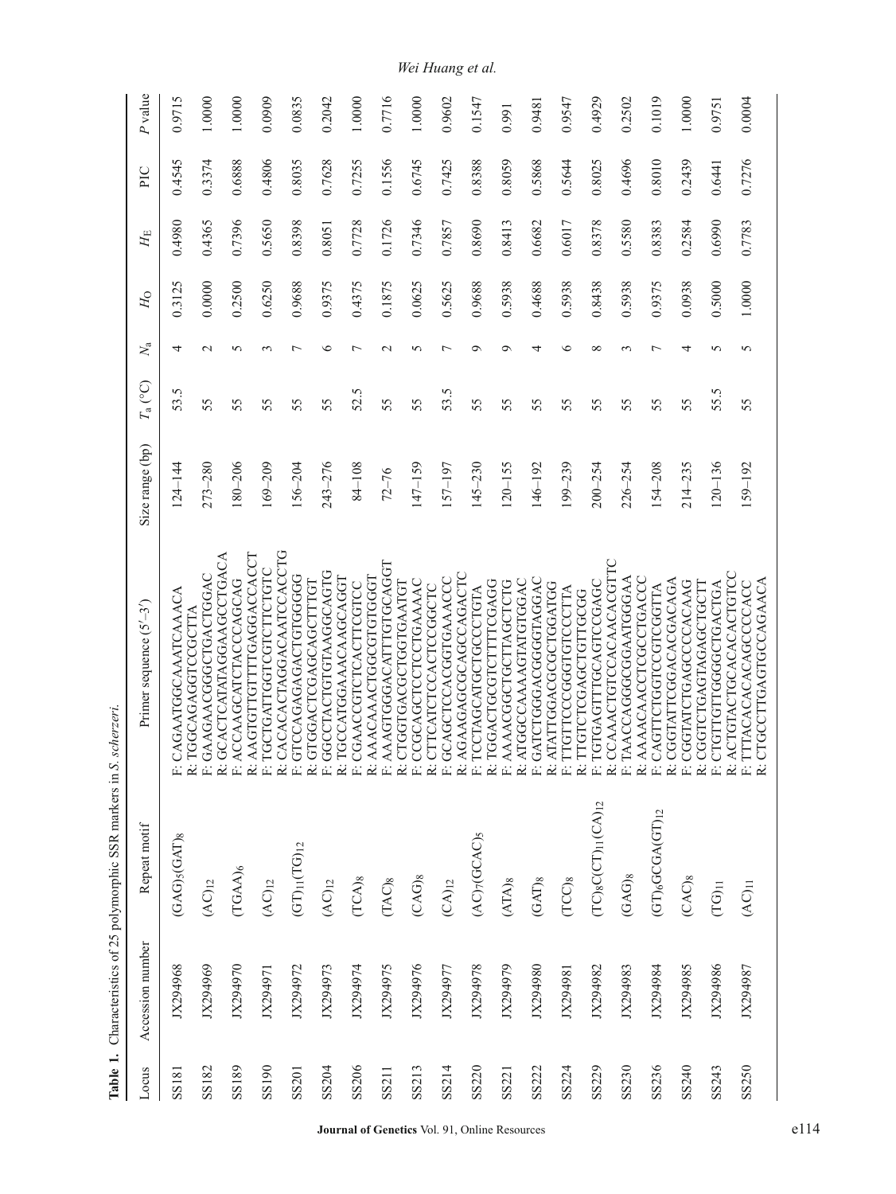**Table 1.** Characteristics of 25 polymorphic SSR markers in *S. scherzeri*.

| Locus | Accession number | Repeat motif | Primer sequence (5′–3′) | Size range (bp) | $T_a$ (°C) | $N_a$ | $H_O$ | $H_E$ | PIC | *P* value |
|---|---|---|---|---|---|---|---|---|---|---|
| SS181 | JX294968 | $(GAG)_5(GAT)_8$ | F: CAGAATGGCAAATCAAACA<br>R: TGGCAGAGGTCCGCTTA | 124–144 | 53.5 | 4 | 0.3125 | 0.4980 | 0.4545 | 0.9715 |
| SS182 | JX294969 | $(AC)_{12}$ | F: GAAGAACGGGCTGACTGGAC<br>R: GCACTCATATAGGAAGCCTGACA | 273–280 | 55 | 2 | 0.0000 | 0.4365 | 0.3374 | 1.0000 |
| SS189 | JX294970 | $(TGAA)_6$ | F: ACCAAGCATCTACCCAGCAG<br>R: AAGTGTTGTTTTGAGGACCACCT | 180–206 | 55 | 5 | 0.2500 | 0.7396 | 0.6888 | 1.0000 |
| SS190 | JX294971 | $(AC)_{12}$ | F: TGCTGATTGGTCGTCTTCTGTC<br>R: CACACACTAGGACAATCCACCTG | 169–209 | 55 | 3 | 0.6250 | 0.5650 | 0.4806 | 0.0909 |
| SS201 | JX294972 | $(GT)_{11}(TG)_{12}$ | F: GTCCAGAGAGACTGTGGGG<br>R: GTGGACTCGAGCAGCTTTGT | 156–204 | 55 | 7 | 0.9688 | 0.8398 | 0.8035 | 0.0835 |
| SS204 | JX294973 | $(AC)_{12}$ | F: GGCCTACTGTGTAAGGCAGTG<br>R: TGCCATGGAAACAAGCAGGT | 243–276 | 55 | 6 | 0.9375 | 0.8051 | 0.7628 | 0.2042 |
| SS206 | JX294974 | $(TCA)_8$ | F: CGAACCGTCTCACTTCGTCC<br>R: AAACAAACTGGCGTGTGGGT | 84–108 | 52.5 | 7 | 0.4375 | 0.7728 | 0.7255 | 1.0000 |
| SS211 | JX294975 | $(TAC)_8$ | F: AAAGTGGGACATTTGTGCAGGT<br>R: CTGGTGACGCTGGTGAATGT | 72–76 | 55 | 2 | 0.1875 | 0.1726 | 0.1556 | 0.7716 |
| SS213 | JX294976 | $(CAG)_8$ | F: CCGCAGCTCCTCCTGAAAAC<br>R: CTTCATCTCCACTCCGGCTC | 147–159 | 55 | 5 | 0.0625 | 0.7346 | 0.6745 | 1.0000 |
| SS214 | JX294977 | $(CA)_{12}$ | F: GCAGCTCCACGGTGAAACCC<br>R: AGAAGAGCGCAGCCAGACTC | 157–197 | 53.5 | 7 | 0.5625 | 0.7857 | 0.7425 | 0.9602 |
| SS220 | JX294978 | $(AC)_7(GCAC)_5$ | F: TCCTAGCATGCTGCCCTGTA<br>R: TGGACTGCGTCTTTTCGAGG | 145–230 | 55 | 9 | 0.9688 | 0.8690 | 0.8388 | 0.1547 |
| SS221 | JX294979 | $(ATA)_8$ | F: AAAACGGCTGCTTAGCTCTG<br>R: ATGGCCAAAAGTATGTGGAC | 120–155 | 55 | 9 | 0.5938 | 0.8413 | 0.8059 | 0.991 |
| SS222 | JX294980 | $(GAT)_8$ | F: GATCTGGGACGGGGTAGGAC<br>R: ATATTGGACGCGCTGGATGG | 146–192 | 55 | 4 | 0.4688 | 0.6682 | 0.5868 | 0.9481 |
| SS224 | JX294981 | $(TCC)_8$ | F: TTGTTCCCGGGTGTCCCTTA<br>R: TTGTCTCGAGCTGTTGCGG | 199–239 | 55 | 6 | 0.5938 | 0.6017 | 0.5644 | 0.9547 |
| SS229 | JX294982 | $(TC)_8C(CT)_{11}(CA)_{12}$ | F: TGTGAGTTTGCAGTCCGAGC<br>R: CCAAACTGTCCACAACACGTTC | 200–254 | 55 | 8 | 0.8438 | 0.8378 | 0.8025 | 0.4929 |
| SS230 | JX294983 | $(GAG)_8$ | F: TAACCAGGCGGAATGGGAA<br>R: AAAACAACCTCGCCTGACCC | 226–254 | 55 | 3 | 0.5938 | 0.5580 | 0.4696 | 0.2502 |
| SS236 | JX294984 | $(GT)_6GCGA(GT)_{12}$ | F: CAGTTCTGGTCCGTCGGTTA<br>R: CGGTATTCGGACACGACAGA | 154–208 | 55 | 7 | 0.9375 | 0.8383 | 0.8010 | 0.1019 |
| SS240 | JX294985 | $(CAC)_8$ | F: CGGTATCTGAGCCCCACAAG<br>R: CGGTCTGAGTAGAGCTGCTT | 214–235 | 55 | 4 | 0.0938 | 0.2584 | 0.2439 | 1.0000 |
| SS243 | JX294986 | $(TG)_{11}$ | F: CTGTTGTTGGGGCTGACTGA<br>R: ACTGTACTGCACACACTGTCC | 120–136 | 55.5 | 5 | 0.5000 | 0.6990 | 0.6441 | 0.9751 |
| SS250 | JX294987 | $(AC)_{11}$ | F: TTTACACACAGCCCCACC<br>R: CTGCCTTGAGTGCCAGAACA | 159–192 | 55 | 5 | 1.0000 | 0.7783 | 0.7276 | 0.0004 |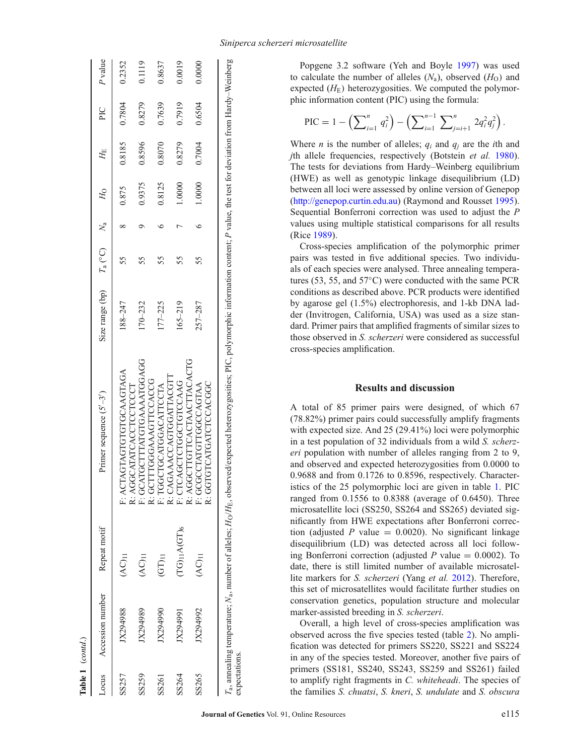**Table 1** (*contd.*)

| Locus | Accession number | Repeat motif | Primer sequence (5′–3′) | Size range (bp) | $T_a$ (°C) | $N_a$ | $H_O$ | $H_E$ | PIC | *P* value |
|---|---|---|---|---|---|---|---|---|---|---|
| SS257 | JX294988 | $(AC)_{11}$ | F: ACTAGTAGTGTGTGCAAGTAGA<br>R: AGGCATATCACCTCTCCCT | 188–247 | 55 | 8 | 0.875 | 0.8185 | 0.7804 | 0.2352 |
| SS259 | JX294989 | $(AC)_{11}$ | F: GCATGCTTTATGTGAAAATGGAGG<br>R: GCTTTGGGAAAGTTCCACCG | 170–232 | 55 | 9 | 0.9375 | 0.8596 | 0.8279 | 0.1119 |
| SS261 | JX294990 | $(GT)_{11}$ | F: TGGCTGCATGGACATTCCTA<br>R: CAGAAACCAGTGGATTACGTT | 177–225 | 55 | 6 | 0.8125 | 0.8070 | 0.7639 | 0.8637 |
| SS264 | JX294991 | $(TG)_{11}A(GT)_6$ | F: CTCAGCTCTGGCTGTCCAAG<br>R: AGGCTTGTTCACTAACTTACACTG | 165–219 | 55 | 7 | 1.0000 | 0.8279 | 0.7919 | 0.0019 |
| SS265 | JX294992 | $(AC)_{11}$ | F: GCGCCTATGTTGGCCAGTAA<br>R: GGTGTCATGATCTCCACGGC | 257–287 | 55 | 6 | 1.0000 | 0.7004 | 0.6504 | 0.0000 |

$T_a$, annealing temperature; $N_a$, number of alleles; $H_O/H_E$, observed/expected heterozygosities; PIC, polymorphic information content; *P* value, the test for deviation from Hardy–Weinberg expectations.

Popgene 3.2 software (Yeh and Boyle 1997) was used to calculate the number of alleles ($N_a$), observed ($H_O$) and expected ($H_E$) heterozygosities. We computed the polymorphic information content (PIC) using the formula:

$$\text{PIC} = 1 - \left(\sum_{i=1}^{n} q_i^2\right) - \left(\sum_{i=1}^{n-1}\sum_{j=i+1}^{n} 2q_i^2 q_j^2\right).$$

Where $n$ is the number of alleles; $q_i$ and $q_j$ are the $i$th and $j$th allele frequencies, respectively (Botstein *et al.* 1980). The tests for deviations from Hardy–Weinberg equilibrium (HWE) as well as genotypic linkage disequilibrium (LD) between all loci were assessed by online version of Genepop (http://genepop.curtin.edu.au) (Raymond and Rousset 1995). Sequential Bonferroni correction was used to adjust the *P* values using multiple statistical comparisons for all results (Rice 1989).

Cross-species amplification of the polymorphic primer pairs was tested in five additional species. Two individuals of each species were analysed. Three annealing temperatures (53, 55, and 57°C) were conducted with the same PCR conditions as described above. PCR products were identified by agarose gel (1.5%) electrophoresis, and 1-kb DNA ladder (Invitrogen, California, USA) was used as a size standard. Primer pairs that amplified fragments of similar sizes to those observed in *S. scherzeri* were considered as successful cross-species amplification.

## Results and discussion

A total of 85 primer pairs were designed, of which 67 (78.82%) primer pairs could successfully amplify fragments with expected size. And 25 (29.41%) loci were polymorphic in a test population of 32 individuals from a wild *S. scherzeri* population with number of alleles ranging from 2 to 9, and observed and expected heterozygosities from 0.0000 to 0.9688 and from 0.1726 to 0.8596, respectively. Characteristics of the 25 polymorphic loci are given in table 1. PIC ranged from 0.1556 to 0.8388 (average of 0.6450). Three microsatellite loci (SS250, SS264 and SS265) deviated significantly from HWE expectations after Bonferroni correction (adjusted *P* value = 0.0020). No significant linkage disequilibrium (LD) was detected across all loci following Bonferroni correction (adjusted *P* value = 0.0002). To date, there is still limited number of available microsatellite markers for *S. scherzeri* (Yang *et al.* 2012). Therefore, this set of microsatellites would facilitate further studies on conservation genetics, population structure and molecular marker-assisted breeding in *S. scherzeri*.

Overall, a high level of cross-species amplification was observed across the five species tested (table 2). No amplification was detected for primers SS220, SS221 and SS224 in any of the species tested. Moreover, another five pairs of primers (SS181, SS240, SS243, SS259 and SS261) failed to amplify right fragments in *C. whiteheadi*. The species of the families *S. chuatsi*, *S. kneri*, *S. undulate* and *S. obscura*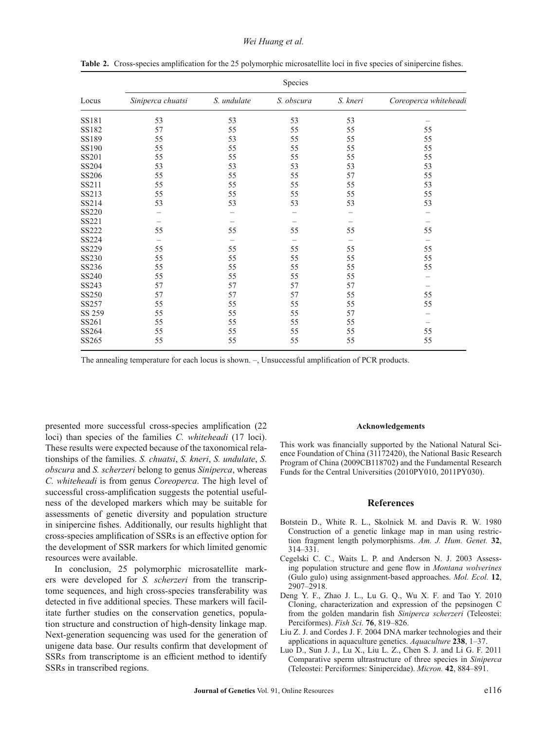**Table 2.** Cross-species amplification for the 25 polymorphic microsatellite loci in five species of sinipercine fishes.

| Locus | Species | | | | |
|---|---|---|---|---|---|
| | *Siniperca chuatsi* | *S. undulate* | *S. obscura* | *S. kneri* | *Coreoperca whiteheadi* |
| SS181 | 53 | 53 | 53 | 53 | – |
| SS182 | 57 | 55 | 55 | 55 | 55 |
| SS189 | 55 | 53 | 55 | 55 | 55 |
| SS190 | 55 | 55 | 55 | 55 | 55 |
| SS201 | 55 | 55 | 55 | 55 | 55 |
| SS204 | 53 | 53 | 53 | 53 | 53 |
| SS206 | 55 | 55 | 55 | 57 | 55 |
| SS211 | 55 | 55 | 55 | 55 | 53 |
| SS213 | 55 | 55 | 55 | 55 | 55 |
| SS214 | 53 | 53 | 53 | 53 | 53 |
| SS220 | – | – | – | – | – |
| SS221 | – | – | – | – | – |
| SS222 | 55 | 55 | 55 | 55 | 55 |
| SS224 | – | – | – | – | – |
| SS229 | 55 | 55 | 55 | 55 | 55 |
| SS230 | 55 | 55 | 55 | 55 | 55 |
| SS236 | 55 | 55 | 55 | 55 | 55 |
| SS240 | 55 | 55 | 55 | 55 | – |
| SS243 | 57 | 57 | 57 | 57 | – |
| SS250 | 57 | 57 | 57 | 55 | 55 |
| SS257 | 55 | 55 | 55 | 55 | 55 |
| SS 259 | 55 | 55 | 55 | 57 | – |
| SS261 | 55 | 55 | 55 | 55 | – |
| SS264 | 55 | 55 | 55 | 55 | 55 |
| SS265 | 55 | 55 | 55 | 55 | 55 |

The annealing temperature for each locus is shown. –, Unsuccessful amplification of PCR products.

presented more successful cross-species amplification (22 loci) than species of the families *C. whiteheadi* (17 loci). These results were expected because of the taxonomical relationships of the families. *S. chuatsi*, *S. kneri*, *S. undulate*, *S. obscura* and *S. scherzeri* belong to genus *Siniperca*, whereas *C. whiteheadi* is from genus *Coreoperca*. The high level of successful cross-amplification suggests the potential usefulness of the developed markers which may be suitable for assessments of genetic diversity and population structure in sinipercine fishes. Additionally, our results highlight that cross-species amplification of SSRs is an effective option for the development of SSR markers for which limited genomic resources were available.

In conclusion, 25 polymorphic microsatellite markers were developed for *S. scherzeri* from the transcriptome sequences, and high cross-species transferability was detected in five additional species. These markers will facilitate further studies on the conservation genetics, population structure and construction of high-density linkage map. Next-generation sequencing was used for the generation of unigene data base. Our results confirm that development of SSRs from transcriptome is an efficient method to identify SSRs in transcribed regions.

#### Acknowledgements

This work was financially supported by the National Natural Science Foundation of China (31172420), the National Basic Research Program of China (2009CB118702) and the Fundamental Research Funds for the Central Universities (2010PY010, 2011PY030).

## References

Botstein D., White R. L., Skolnick M. and Davis R. W. 1980 Construction of a genetic linkage map in man using restriction fragment length polymorphisms. *Am. J. Hum. Genet.* **32**, 314–331.

Cegelski C. C., Waits L. P. and Anderson N. J. 2003 Assessing population structure and gene flow in *Montana wolverines* (Gulo gulo) using assignment-based approaches. *Mol. Ecol.* **12**, 2907–2918.

Deng Y. F., Zhao J. L., Lu G. Q., Wu X. F. and Tao Y. 2010 Cloning, characterization and expression of the pepsinogen C from the golden mandarin fish *Siniperca scherzeri* (Teleostei: Perciformes). *Fish Sci.* **76**, 819–826.

Liu Z. J. and Cordes J. F. 2004 DNA marker technologies and their applications in aquaculture genetics. *Aquaculture* **238**, 1–37.

Luo D., Sun J. J., Lu X., Liu L. Z., Chen S. J. and Li G. F. 2011 Comparative sperm ultrastructure of three species in *Siniperca* (Teleostei: Perciformes: Sinipercidae). *Micron.* **42**, 884–891.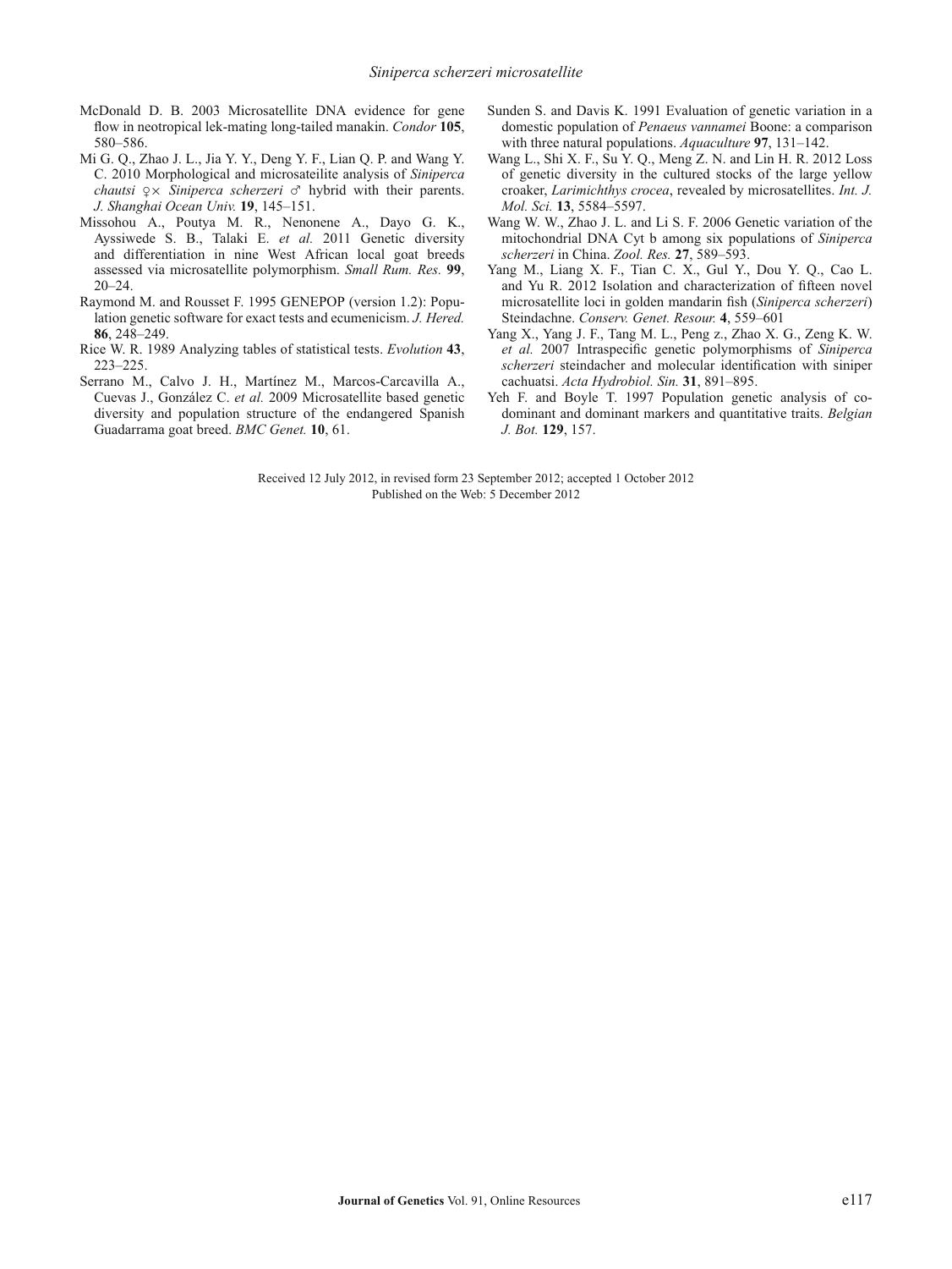McDonald D. B. 2003 Microsatellite DNA evidence for gene flow in neotropical lek-mating long-tailed manakin. *Condor* **105**, 580–586.

Mi G. Q., Zhao J. L., Jia Y. Y., Deng Y. F., Lian Q. P. and Wang Y. C. 2010 Morphological and microsateilite analysis of *Siniperca chautsi* ♀× *Siniperca scherzeri* ♂ hybrid with their parents. *J. Shanghai Ocean Univ.* **19**, 145–151.

Missohou A., Poutya M. R., Nenonene A., Dayo G. K., Ayssiwede S. B., Talaki E. *et al.* 2011 Genetic diversity and differentiation in nine West African local goat breeds assessed via microsatellite polymorphism. *Small Rum. Res.* **99**, 20–24.

Raymond M. and Rousset F. 1995 GENEPOP (version 1.2): Population genetic software for exact tests and ecumenicism. *J. Hered.* **86**, 248–249.

Rice W. R. 1989 Analyzing tables of statistical tests. *Evolution* **43**, 223–225.

Serrano M., Calvo J. H., Martínez M., Marcos-Carcavilla A., Cuevas J., González C. *et al.* 2009 Microsatellite based genetic diversity and population structure of the endangered Spanish Guadarrama goat breed. *BMC Genet.* **10**, 61.

Sunden S. and Davis K. 1991 Evaluation of genetic variation in a domestic population of *Penaeus vannamei* Boone: a comparison with three natural populations. *Aquaculture* **97**, 131–142.

Wang L., Shi X. F., Su Y. Q., Meng Z. N. and Lin H. R. 2012 Loss of genetic diversity in the cultured stocks of the large yellow croaker, *Larimichthys crocea*, revealed by microsatellites. *Int. J. Mol. Sci.* **13**, 5584–5597.

Wang W. W., Zhao J. L. and Li S. F. 2006 Genetic variation of the mitochondrial DNA Cyt b among six populations of *Siniperca scherzeri* in China. *Zool. Res.* **27**, 589–593.

Yang M., Liang X. F., Tian C. X., Gul Y., Dou Y. Q., Cao L. and Yu R. 2012 Isolation and characterization of fifteen novel microsatellite loci in golden mandarin fish (*Siniperca scherzeri*) Steindachne. *Conserv. Genet. Resour.* **4**, 559–601

Yang X., Yang J. F., Tang M. L., Peng z., Zhao X. G., Zeng K. W. *et al.* 2007 Intraspecific genetic polymorphisms of *Siniperca scherzeri* steindacher and molecular identification with siniper cachuatsi. *Acta Hydrobiol. Sin.* **31**, 891–895.

Yeh F. and Boyle T. 1997 Population genetic analysis of co-dominant and dominant markers and quantitative traits. *Belgian J. Bot.* **129**, 157.

Received 12 July 2012, in revised form 23 September 2012; accepted 1 October 2012
Published on the Web: 5 December 2012